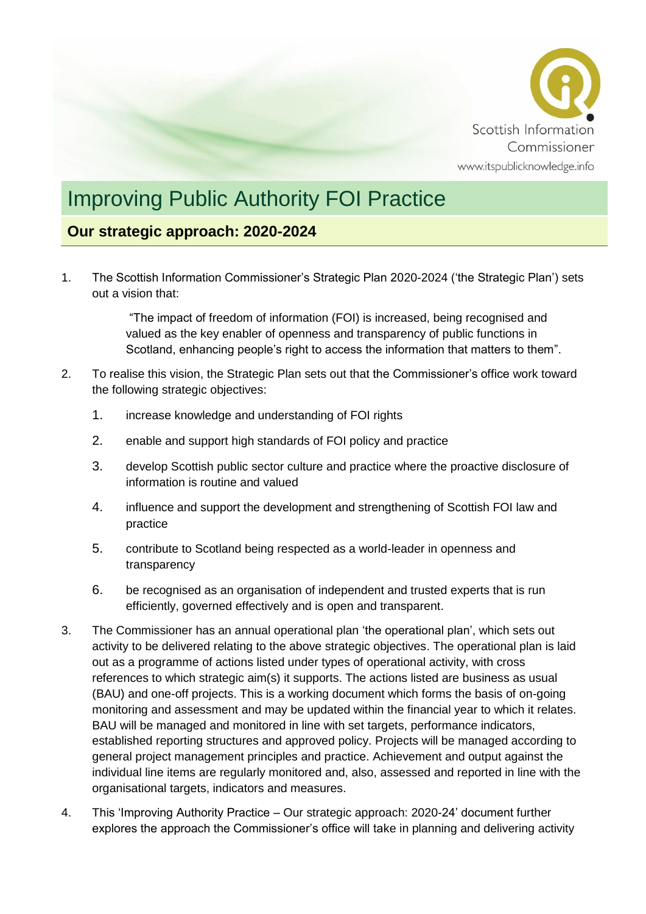Scottish Information Commissioner
www.itspublicknowledge.info

# Improving Public Authority FOI Practice

## Our strategic approach: 2020-2024

1. The Scottish Information Commissioner's Strategic Plan 2020-2024 ('the Strategic Plan') sets out a vision that:

   "The impact of freedom of information (FOI) is increased, being recognised and valued as the key enabler of openness and transparency of public functions in Scotland, enhancing people's right to access the information that matters to them".

2. To realise this vision, the Strategic Plan sets out that the Commissioner's office work toward the following strategic objectives:

   1. increase knowledge and understanding of FOI rights
   2. enable and support high standards of FOI policy and practice
   3. develop Scottish public sector culture and practice where the proactive disclosure of information is routine and valued
   4. influence and support the development and strengthening of Scottish FOI law and practice
   5. contribute to Scotland being respected as a world-leader in openness and transparency
   6. be recognised as an organisation of independent and trusted experts that is run efficiently, governed effectively and is open and transparent.

3. The Commissioner has an annual operational plan 'the operational plan', which sets out activity to be delivered relating to the above strategic objectives. The operational plan is laid out as a programme of actions listed under types of operational activity, with cross references to which strategic aim(s) it supports. The actions listed are business as usual (BAU) and one-off projects. This is a working document which forms the basis of on-going monitoring and assessment and may be updated within the financial year to which it relates. BAU will be managed and monitored in line with set targets, performance indicators, established reporting structures and approved policy. Projects will be managed according to general project management principles and practice. Achievement and output against the individual line items are regularly monitored and, also, assessed and reported in line with the organisational targets, indicators and measures.

4. This 'Improving Authority Practice – Our strategic approach: 2020-24' document further explores the approach the Commissioner's office will take in planning and delivering activity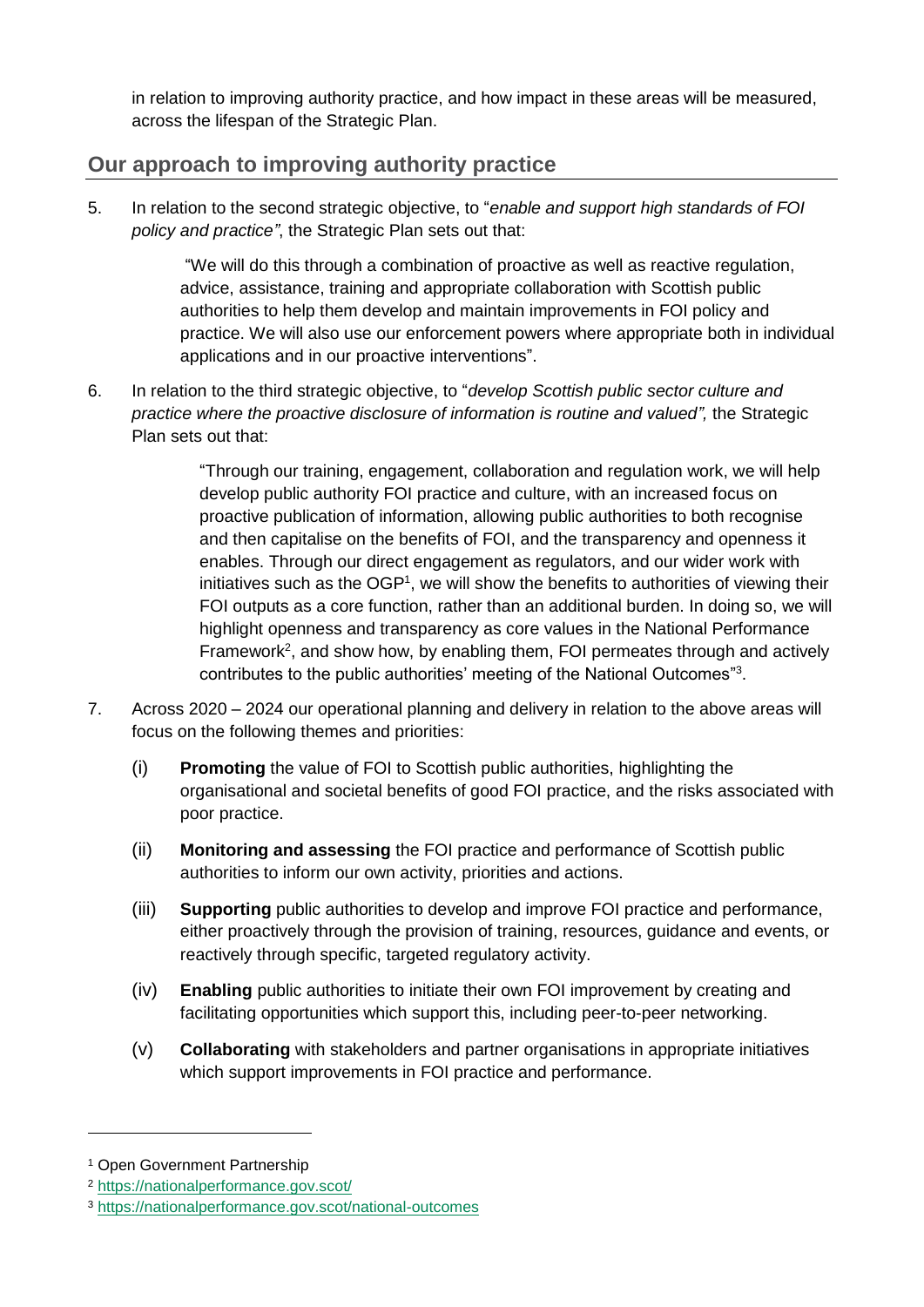in relation to improving authority practice, and how impact in these areas will be measured, across the lifespan of the Strategic Plan.

## Our approach to improving authority practice

5. In relation to the second strategic objective, to "*enable and support high standards of FOI policy and practice"*, the Strategic Plan sets out that:

   > "We will do this through a combination of proactive as well as reactive regulation, advice, assistance, training and appropriate collaboration with Scottish public authorities to help them develop and maintain improvements in FOI policy and practice. We will also use our enforcement powers where appropriate both in individual applications and in our proactive interventions".

6. In relation to the third strategic objective, to "*develop Scottish public sector culture and practice where the proactive disclosure of information is routine and valued",* the Strategic Plan sets out that:

   > "Through our training, engagement, collaboration and regulation work, we will help develop public authority FOI practice and culture, with an increased focus on proactive publication of information, allowing public authorities to both recognise and then capitalise on the benefits of FOI, and the transparency and openness it enables. Through our direct engagement as regulators, and our wider work with initiatives such as the OGP[1], we will show the benefits to authorities of viewing their FOI outputs as a core function, rather than an additional burden. In doing so, we will highlight openness and transparency as core values in the National Performance Framework[2], and show how, by enabling them, FOI permeates through and actively contributes to the public authorities' meeting of the National Outcomes"[3].

7. Across 2020 – 2024 our operational planning and delivery in relation to the above areas will focus on the following themes and priorities:

   (i) **Promoting** the value of FOI to Scottish public authorities, highlighting the organisational and societal benefits of good FOI practice, and the risks associated with poor practice.

   (ii) **Monitoring and assessing** the FOI practice and performance of Scottish public authorities to inform our own activity, priorities and actions.

   (iii) **Supporting** public authorities to develop and improve FOI practice and performance, either proactively through the provision of training, resources, guidance and events, or reactively through specific, targeted regulatory activity.

   (iv) **Enabling** public authorities to initiate their own FOI improvement by creating and facilitating opportunities which support this, including peer-to-peer networking.

   (v) **Collaborating** with stakeholders and partner organisations in appropriate initiatives which support improvements in FOI practice and performance.

---

[1] Open Government Partnership

[2] https://nationalperformance.gov.scot/

[3] https://nationalperformance.gov.scot/national-outcomes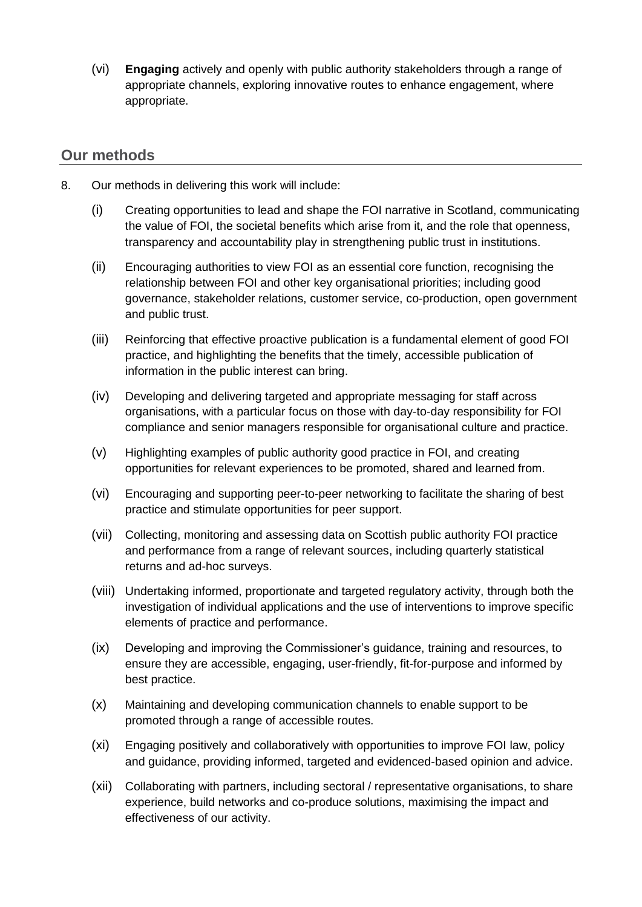(vi) **Engaging** actively and openly with public authority stakeholders through a range of appropriate channels, exploring innovative routes to enhance engagement, where appropriate.

## Our methods

8. Our methods in delivering this work will include:

   (i) Creating opportunities to lead and shape the FOI narrative in Scotland, communicating the value of FOI, the societal benefits which arise from it, and the role that openness, transparency and accountability play in strengthening public trust in institutions.

   (ii) Encouraging authorities to view FOI as an essential core function, recognising the relationship between FOI and other key organisational priorities; including good governance, stakeholder relations, customer service, co-production, open government and public trust.

   (iii) Reinforcing that effective proactive publication is a fundamental element of good FOI practice, and highlighting the benefits that the timely, accessible publication of information in the public interest can bring.

   (iv) Developing and delivering targeted and appropriate messaging for staff across organisations, with a particular focus on those with day-to-day responsibility for FOI compliance and senior managers responsible for organisational culture and practice.

   (v) Highlighting examples of public authority good practice in FOI, and creating opportunities for relevant experiences to be promoted, shared and learned from.

   (vi) Encouraging and supporting peer-to-peer networking to facilitate the sharing of best practice and stimulate opportunities for peer support.

   (vii) Collecting, monitoring and assessing data on Scottish public authority FOI practice and performance from a range of relevant sources, including quarterly statistical returns and ad-hoc surveys.

   (viii) Undertaking informed, proportionate and targeted regulatory activity, through both the investigation of individual applications and the use of interventions to improve specific elements of practice and performance.

   (ix) Developing and improving the Commissioner's guidance, training and resources, to ensure they are accessible, engaging, user-friendly, fit-for-purpose and informed by best practice.

   (x) Maintaining and developing communication channels to enable support to be promoted through a range of accessible routes.

   (xi) Engaging positively and collaboratively with opportunities to improve FOI law, policy and guidance, providing informed, targeted and evidenced-based opinion and advice.

   (xii) Collaborating with partners, including sectoral / representative organisations, to share experience, build networks and co-produce solutions, maximising the impact and effectiveness of our activity.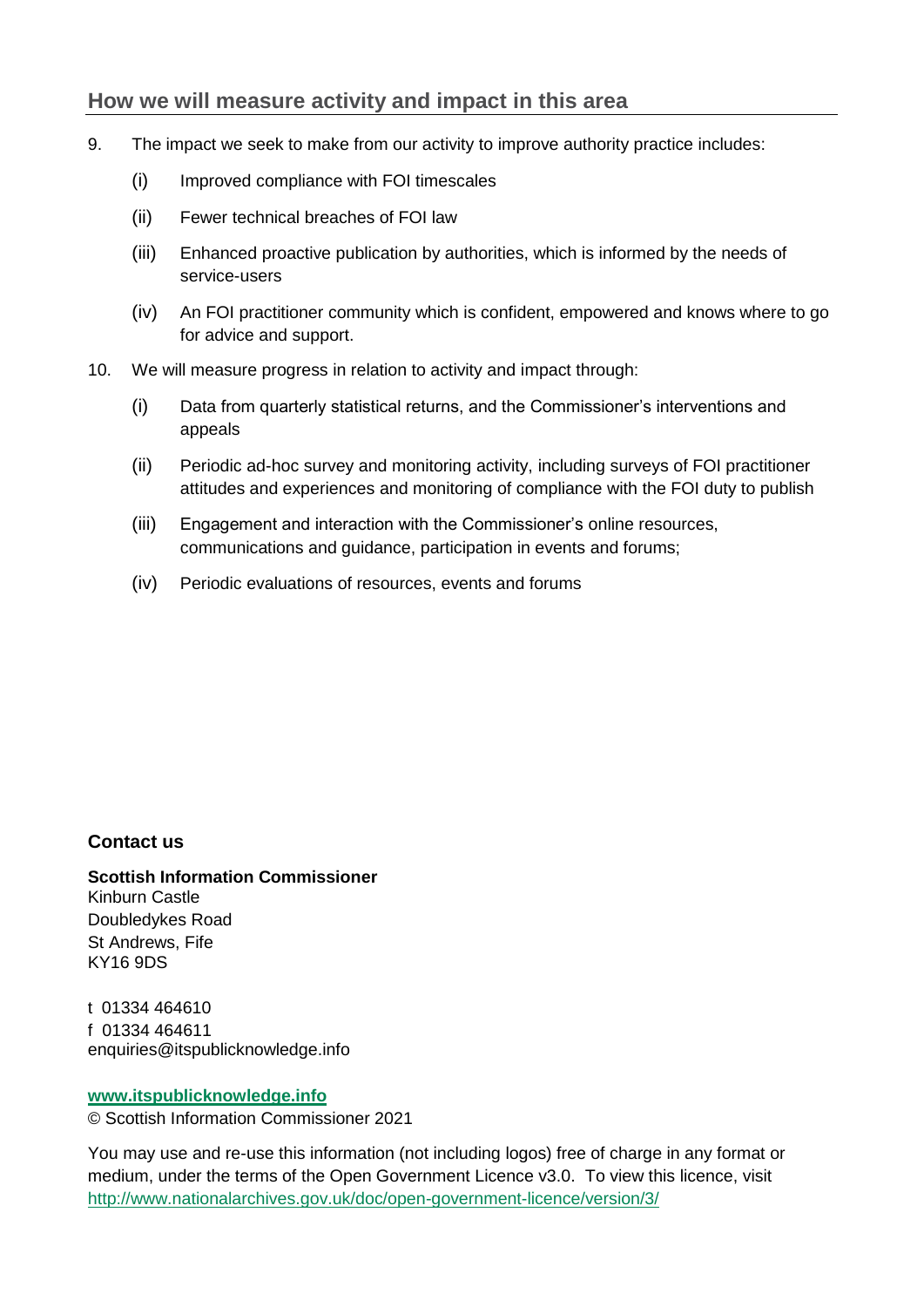## How we will measure activity and impact in this area

9. The impact we seek to make from our activity to improve authority practice includes:

   (i) Improved compliance with FOI timescales

   (ii) Fewer technical breaches of FOI law

   (iii) Enhanced proactive publication by authorities, which is informed by the needs of service-users

   (iv) An FOI practitioner community which is confident, empowered and knows where to go for advice and support.

10. We will measure progress in relation to activity and impact through:

   (i) Data from quarterly statistical returns, and the Commissioner's interventions and appeals

   (ii) Periodic ad-hoc survey and monitoring activity, including surveys of FOI practitioner attitudes and experiences and monitoring of compliance with the FOI duty to publish

   (iii) Engagement and interaction with the Commissioner's online resources, communications and guidance, participation in events and forums;

   (iv) Periodic evaluations of resources, events and forums

**Contact us**

**Scottish Information Commissioner**
Kinburn Castle
Doubledykes Road
St Andrews, Fife
KY16 9DS

t 01334 464610
f 01334 464611
enquiries@itspublicknowledge.info

**www.itspublicknowledge.info**
© Scottish Information Commissioner 2021

You may use and re-use this information (not including logos) free of charge in any format or medium, under the terms of the Open Government Licence v3.0. To view this licence, visit http://www.nationalarchives.gov.uk/doc/open-government-licence/version/3/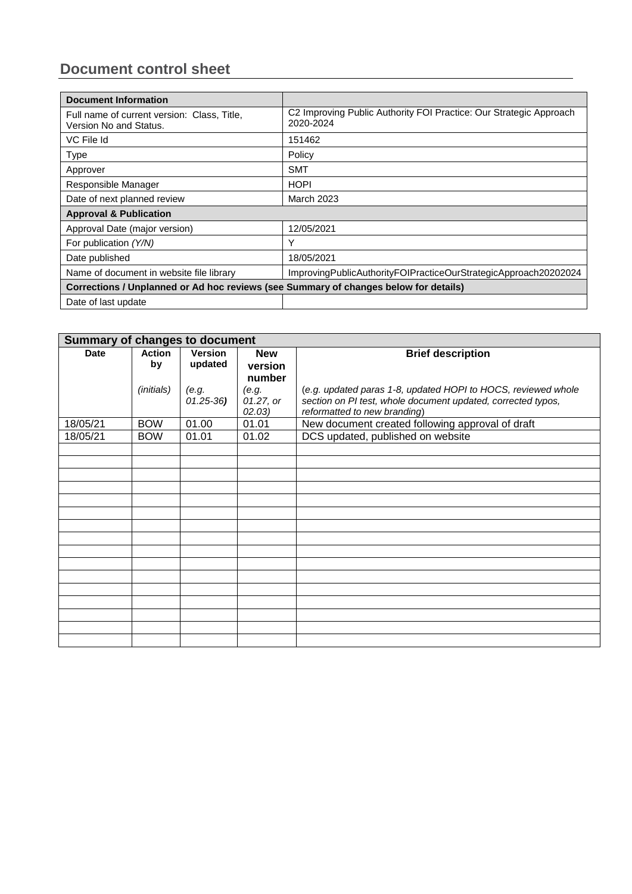## Document control sheet

| Document Information | |
|---|---|
| Full name of current version: Class, Title, Version No and Status. | C2 Improving Public Authority FOI Practice: Our Strategic Approach 2020-2024 |
| VC File Id | 151462 |
| Type | Policy |
| Approver | SMT |
| Responsible Manager | HOPI |
| Date of next planned review | March 2023 |
| **Approval & Publication** | |
| Approval Date (major version) | 12/05/2021 |
| For publication *(Y/N)* | Y |
| Date published | 18/05/2021 |
| Name of document in website file library | ImprovingPublicAuthorityFOIPracticeOurStrategicApproach20202024 |
| **Corrections / Unplanned or Ad hoc reviews (see Summary of changes below for details)** | |
| Date of last update | |

| Summary of changes to document | | | | |
|---|---|---|---|---|
| **Date** | **Action by** *(initials)* | **Version updated** *(e.g. 01.25-36)* | **New version number** *(e.g. 01.27, or 02.03)* | **Brief description** *(e.g. updated paras 1-8, updated HOPI to HOCS, reviewed whole section on PI test, whole document updated, corrected typos, reformatted to new branding)* |
| 18/05/21 | BOW | 01.00 | 01.01 | New document created following approval of draft |
| 18/05/21 | BOW | 01.01 | 01.02 | DCS updated, published on website |
| | | | | |
| | | | | |
| | | | | |
| | | | | |
| | | | | |
| | | | | |
| | | | | |
| | | | | |
| | | | | |
| | | | | |
| | | | | |
| | | | | |
| | | | | |
| | | | | |
| | | | | |
| | | | | |